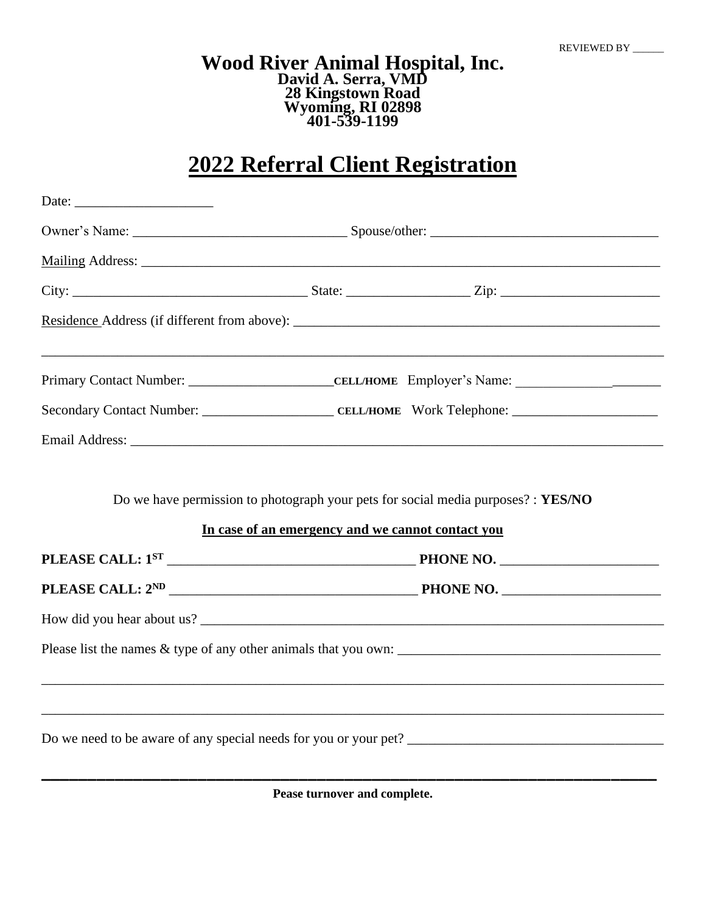REVIEWED BY ______

**Wood River Animal Hospital, Inc.**
**David A. Serra, VMD**
**28 Kingstown Road**
**Wyoming, RI 02898**
**401-539-1199**

# 2022 Referral Client Registration

Date: ____________________

Owner's Name: _______________________________ Spouse/other: ________________________________

Mailing Address: ______________________________________________________________________________

City: _________________________________ State: _________________ Zip: _______________________

Residence Address (if different from above): ______________________________________________________

_______________________________________________________________________________________________

Primary Contact Number: _____________________ **CELL/HOME** Employer's Name: _____________________

Secondary Contact Number: ___________________ **CELL/HOME** Work Telephone: _____________________

Email Address: ________________________________________________________________________________

Do we have permission to photograph your pets for social media purposes? : **YES/NO**

**In case of an emergency and we cannot contact you**

**PLEASE CALL: 1ST** ____________________________________ **PHONE NO.** _______________________

**PLEASE CALL: 2ND** ____________________________________ **PHONE NO.** _______________________

How did you hear about us? ____________________________________________________________________

Please list the names & type of any other animals that you own: _____________________________________

_______________________________________________________________________________________________

_______________________________________________________________________________________________

Do we need to be aware of any special needs for you or your pet? _____________________________________

_______________________________________________________________________________________________

**Pease turnover and complete.**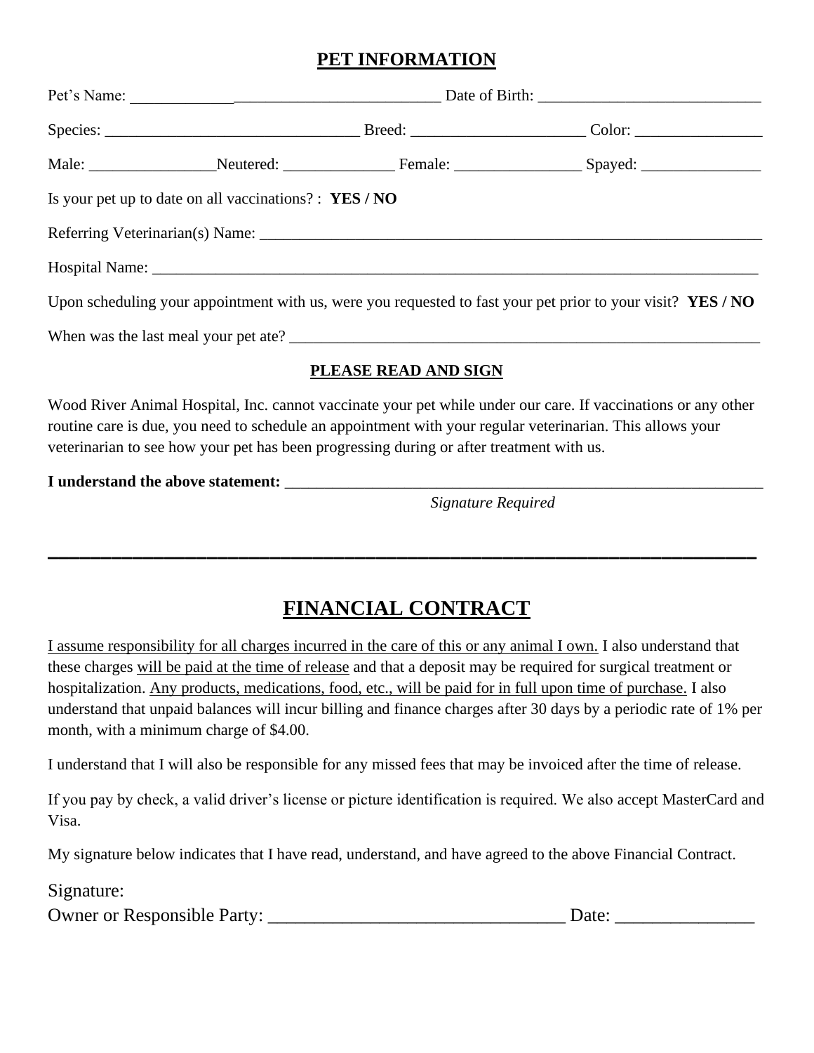## PET INFORMATION

Pet's Name: ______________________________________ Date of Birth: ____________________________

Species: ________________________________ Breed: ______________________ Color: ________________

Male: ________________Neutered: ______________ Female: ________________ Spayed: _______________

Is your pet up to date on all vaccinations? : **YES / NO**

Referring Veterinarian(s) Name: ____________________________________________________________

Hospital Name: ____________________________________________________________________________

Upon scheduling your appointment with us, were you requested to fast your pet prior to your visit? **YES / NO**

When was the last meal your pet ate? ________________________________________________________

### PLEASE READ AND SIGN

Wood River Animal Hospital, Inc. cannot vaccinate your pet while under our care. If vaccinations or any other routine care is due, you need to schedule an appointment with your regular veterinarian. This allows your veterinarian to see how your pet has been progressing during or after treatment with us.

**I understand the above statement:** ______________________________________________________

*Signature Required*

---

## FINANCIAL CONTRACT

I assume responsibility for all charges incurred in the care of this or any animal I own. I also understand that these charges will be paid at the time of release and that a deposit may be required for surgical treatment or hospitalization. Any products, medications, food, etc., will be paid for in full upon time of purchase. I also understand that unpaid balances will incur billing and finance charges after 30 days by a periodic rate of 1% per month, with a minimum charge of $4.00.

I understand that I will also be responsible for any missed fees that may be invoiced after the time of release.

If you pay by check, a valid driver's license or picture identification is required. We also accept MasterCard and Visa.

My signature below indicates that I have read, understand, and have agreed to the above Financial Contract.

Signature:

Owner or Responsible Party: ________________________________ Date: _______________